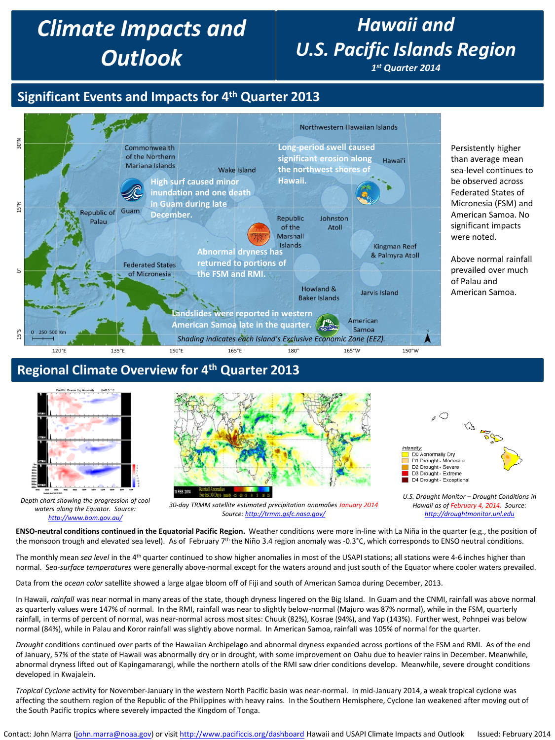# Climate Impacts and Outlook

# Hawaii and U.S. Pacific Islands Region

*1st Quarter 2014*

## Significant Events and Impacts for 4th Quarter 2013

Long-period swell caused significant erosion along the northwest shores of Hawaii.

High surf caused minor inundation and one death in Guam during late December.

Abnormal dryness has returned to portions of the FSM and RMI.

Landslides were reported in western American Samoa late in the quarter.

*Shading indicates each Island's Exclusive Economic Zone (EEZ).*

Persistently higher than average mean sea-level continues to be observed across Federated States of Micronesia (FSM) and American Samoa. No significant impacts were noted.

Above normal rainfall prevailed over much of Palau and American Samoa.

## Regional Climate Overview for 4th Quarter 2013

*Depth chart showing the progression of cool waters along the Equator. Source: http://www.bom.gov.au/*

*30-day TRMM satellite estimated precipitation anomalies January 2014* Source: http://trmm.gsfc.nasa.gov/

*U.S. Drought Monitor – Drought Conditions in Hawaii as of February 4, 2014. Source: http://droughtmonitor.unl.edu*

**ENSO-neutral conditions continued in the Equatorial Pacific Region.** Weather conditions were more in-line with La Niña in the quarter (e.g., the position of the monsoon trough and elevated sea level). As of February 7th the Niño 3.4 region anomaly was -0.3°C, which corresponds to ENSO neutral conditions.

The monthly mean *sea level* in the 4th quarter continued to show higher anomalies in most of the USAPI stations; all stations were 4-6 inches higher than normal. S*ea-surface temperatures* were generally above-normal except for the waters around and just south of the Equator where cooler waters prevailed.

Data from the *ocean color* satellite showed a large algae bloom off of Fiji and south of American Samoa during December, 2013.

In Hawaii, *rainfall* was near normal in many areas of the state, though dryness lingered on the Big Island. In Guam and the CNMI, rainfall was above normal as quarterly values were 147% of normal. In the RMI, rainfall was near to slightly below-normal (Majuro was 87% normal), while in the FSM, quarterly rainfall, in terms of percent of normal, was near-normal across most sites: Chuuk (82%), Kosrae (94%), and Yap (143%). Further west, Pohnpei was below normal (84%), while in Palau and Koror rainfall was slightly above normal. In American Samoa, rainfall was 105% of normal for the quarter.

*Drought* conditions continued over parts of the Hawaiian Archipelago and abnormal dryness expanded across portions of the FSM and RMI. As of the end of January, 57% of the state of Hawaii was abnormally dry or in drought, with some improvement on Oahu due to heavier rains in December. Meanwhile, abnormal dryness lifted out of Kapingamarangi, while the northern atolls of the RMI saw drier conditions develop. Meanwhile, severe drought conditions developed in Kwajalein.

*Tropical Cyclone* activity for November-January in the western North Pacific basin was near-normal. In mid-January 2014, a weak tropical cyclone was affecting the southern region of the Republic of the Philippines with heavy rains. In the Southern Hemisphere, Cyclone Ian weakened after moving out of the South Pacific tropics where severely impacted the Kingdom of Tonga.

Contact: John Marra (john.marra@noaa.gov) or visit http://www.pacificcis.org/dashboard Hawaii and USAPI Climate Impacts and Outlook Issued: February 2014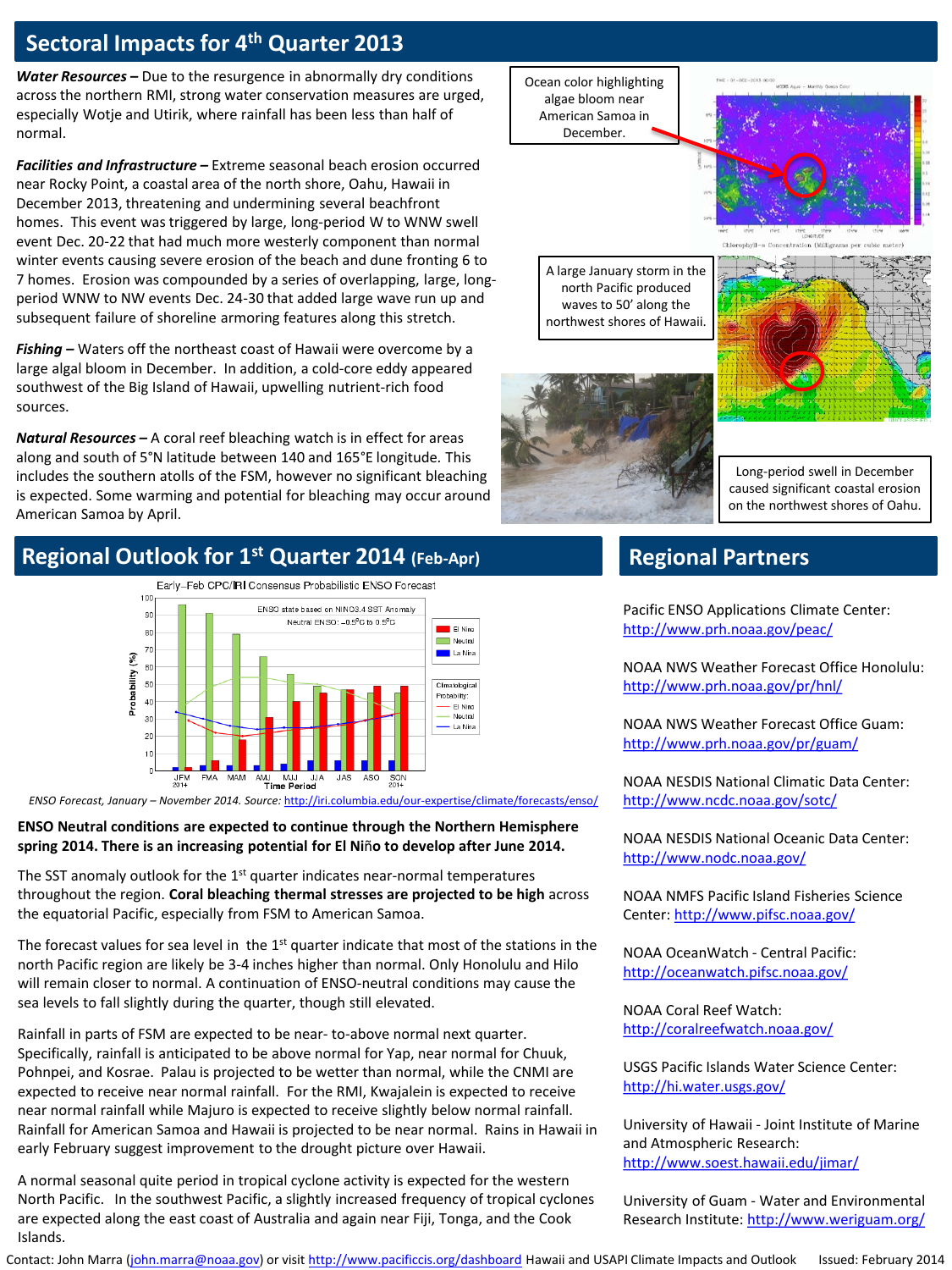## Sectoral Impacts for 4th Quarter 2013

***Water Resources –*** Due to the resurgence in abnormally dry conditions across the northern RMI, strong water conservation measures are urged, especially Wotje and Utirik, where rainfall has been less than half of normal.

***Facilities and Infrastructure –*** Extreme seasonal beach erosion occurred near Rocky Point, a coastal area of the north shore, Oahu, Hawaii in December 2013, threatening and undermining several beachfront homes. This event was triggered by large, long-period W to WNW swell event Dec. 20-22 that had much more westerly component than normal winter events causing severe erosion of the beach and dune fronting 6 to 7 homes. Erosion was compounded by a series of overlapping, large, long-period WNW to NW events Dec. 24-30 that added large wave run up and subsequent failure of shoreline armoring features along this stretch.

***Fishing –*** Waters off the northeast coast of Hawaii were overcome by a large algal bloom in December. In addition, a cold-core eddy appeared southwest of the Big Island of Hawaii, upwelling nutrient-rich food sources.

***Natural Resources –*** A coral reef bleaching watch is in effect for areas along and south of 5°N latitude between 140 and 165°E longitude. This includes the southern atolls of the FSM, however no significant bleaching is expected. Some warming and potential for bleaching may occur around American Samoa by April.

Ocean color highlighting algae bloom near American Samoa in December.

A large January storm in the north Pacific produced waves to 50' along the northwest shores of Hawaii.

Long-period swell in December caused significant coastal erosion on the northwest shores of Oahu.

## Regional Outlook for 1st Quarter 2014 (Feb-Apr)

Early–Feb CPC/IRI Consensus Probabilistic ENSO Forecast

ENSO state based on NINO3.4 SST Anomaly
Neutral ENSO: -0.5°C to 0.5°C

Probability (%)

Time Period

JFM 2014, FMA, MAM, AMJ, MJJ, JJA, JAS, ASO, SON 2014

El Niño
Neutral
La Niña

Climatological Probability:
El Niño
Neutral
La Niña

*ENSO Forecast, January – November 2014. Source:* http://iri.columbia.edu/our-expertise/climate/forecasts/enso/

**ENSO Neutral conditions are expected to continue through the Northern Hemisphere spring 2014. There is an increasing potential for El Niño to develop after June 2014.**

The SST anomaly outlook for the 1st quarter indicates near-normal temperatures throughout the region. **Coral bleaching thermal stresses are projected to be high** across the equatorial Pacific, especially from FSM to American Samoa.

The forecast values for sea level in the 1st quarter indicate that most of the stations in the north Pacific region are likely be 3-4 inches higher than normal. Only Honolulu and Hilo will remain closer to normal. A continuation of ENSO-neutral conditions may cause the sea levels to fall slightly during the quarter, though still elevated.

Rainfall in parts of FSM are expected to be near- to-above normal next quarter. Specifically, rainfall is anticipated to be above normal for Yap, near normal for Chuuk, Pohnpei, and Kosrae. Palau is projected to be wetter than normal, while the CNMI are expected to receive near normal rainfall. For the RMI, Kwajalein is expected to receive near normal rainfall while Majuro is expected to receive slightly below normal rainfall. Rainfall for American Samoa and Hawaii is projected to be near normal. Rains in Hawaii in early February suggest improvement to the drought picture over Hawaii.

A normal seasonal quite period in tropical cyclone activity is expected for the western North Pacific. In the southwest Pacific, a slightly increased frequency of tropical cyclones are expected along the east coast of Australia and again near Fiji, Tonga, and the Cook Islands.

## Regional Partners

Pacific ENSO Applications Climate Center: http://www.prh.noaa.gov/peac/

NOAA NWS Weather Forecast Office Honolulu: http://www.prh.noaa.gov/pr/hnl/

NOAA NWS Weather Forecast Office Guam: http://www.prh.noaa.gov/pr/guam/

NOAA NESDIS National Climatic Data Center: http://www.ncdc.noaa.gov/sotc/

NOAA NESDIS National Oceanic Data Center: http://www.nodc.noaa.gov/

NOAA NMFS Pacific Island Fisheries Science Center: http://www.pifsc.noaa.gov/

NOAA OceanWatch - Central Pacific: http://oceanwatch.pifsc.noaa.gov/

NOAA Coral Reef Watch: http://coralreefwatch.noaa.gov/

USGS Pacific Islands Water Science Center: http://hi.water.usgs.gov/

University of Hawaii - Joint Institute of Marine and Atmospheric Research: http://www.soest.hawaii.edu/jimar/

University of Guam - Water and Environmental Research Institute: http://www.weriguam.org/

Contact: John Marra (john.marra@noaa.gov) or visit http://www.pacificcis.org/dashboard Hawaii and USAPI Climate Impacts and Outlook Issued: February 2014